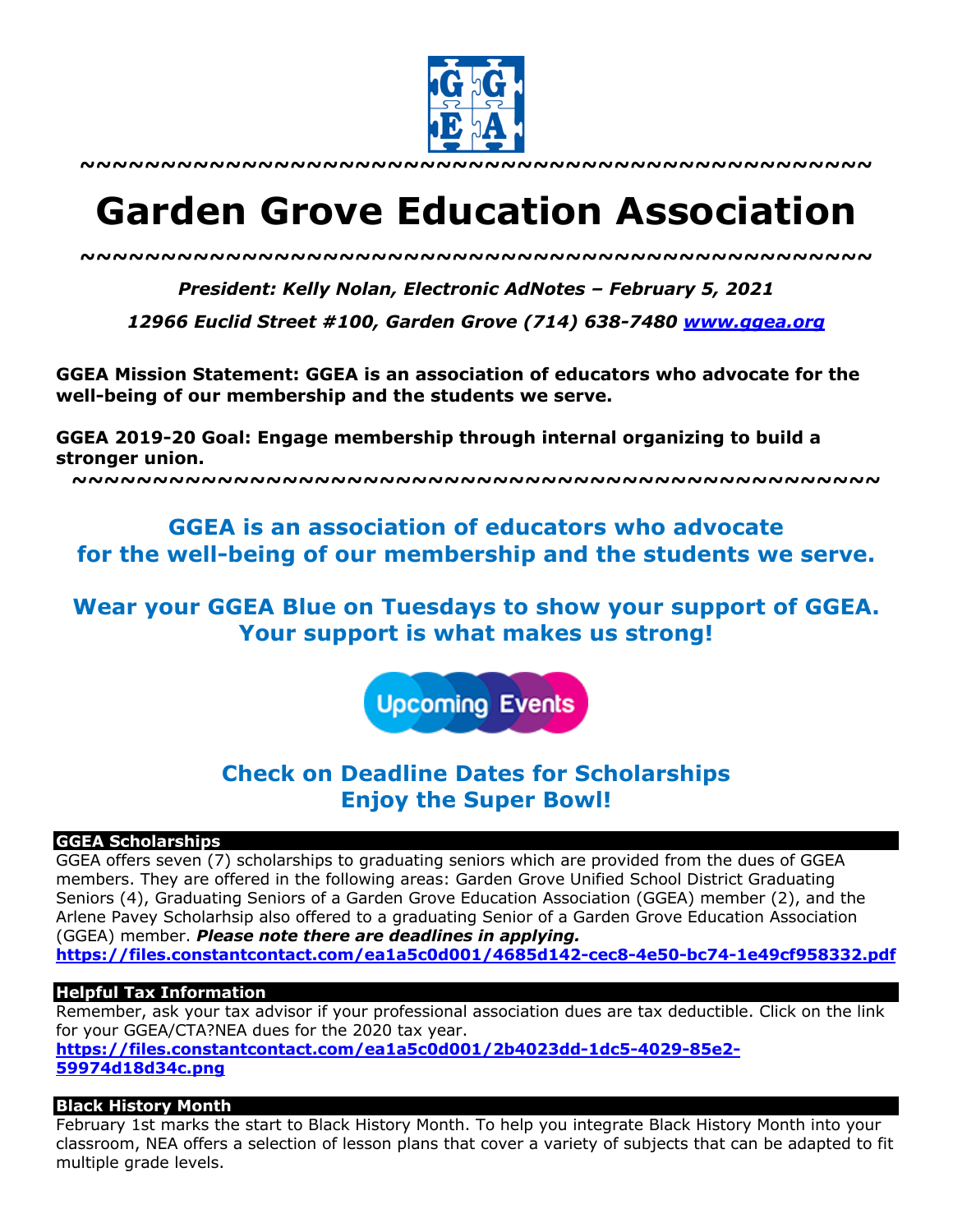~~~~~~~~~~~~~~~~~~~~~~~~~~~~~~~~~~~~~~~~~~~~~~~~~

# Garden Grove Education Association

~~~~~~~~~~~~~~~~~~~~~~~~~~~~~~~~~~~~~~~~~~~~~~~~~

***President: Kelly Nolan, Electronic AdNotes – February 5, 2021***

***12966 Euclid Street #100, Garden Grove (714) 638-7480 [www.ggea.org](http://www.ggea.org)***

**GGEA Mission Statement: GGEA is an association of educators who advocate for the well-being of our membership and the students we serve.**

**GGEA 2019-20 Goal: Engage membership through internal organizing to build a stronger union.**

~~~~~~~~~~~~~~~~~~~~~~~~~~~~~~~~~~~~~~~~~~~~~~~~~

## GGEA is an association of educators who advocate for the well-being of our membership and the students we serve.

## Wear your GGEA Blue on Tuesdays to show your support of GGEA. Your support is what makes us strong!

Upcoming Events

## Check on Deadline Dates for Scholarships
## Enjoy the Super Bowl!

### GGEA Scholarships

GGEA offers seven (7) scholarships to graduating seniors which are provided from the dues of GGEA members. They are offered in the following areas: Garden Grove Unified School District Graduating Seniors (4), Graduating Seniors of a Garden Grove Education Association (GGEA) member (2), and the Arlene Pavey Scholarhsip also offered to a graduating Senior of a Garden Grove Education Association (GGEA) member. ***Please note there are deadlines in applying.***
**https://files.constantcontact.com/ea1a5c0d001/4685d142-cec8-4e50-bc74-1e49cf958332.pdf**

### Helpful Tax Information

Remember, ask your tax advisor if your professional association dues are tax deductible. Click on the link for your GGEA/CTA?NEA dues for the 2020 tax year.
**https://files.constantcontact.com/ea1a5c0d001/2b4023dd-1dc5-4029-85e2-59974d18d34c.png**

### Black History Month

February 1st marks the start to Black History Month. To help you integrate Black History Month into your classroom, NEA offers a selection of lesson plans that cover a variety of subjects that can be adapted to fit multiple grade levels.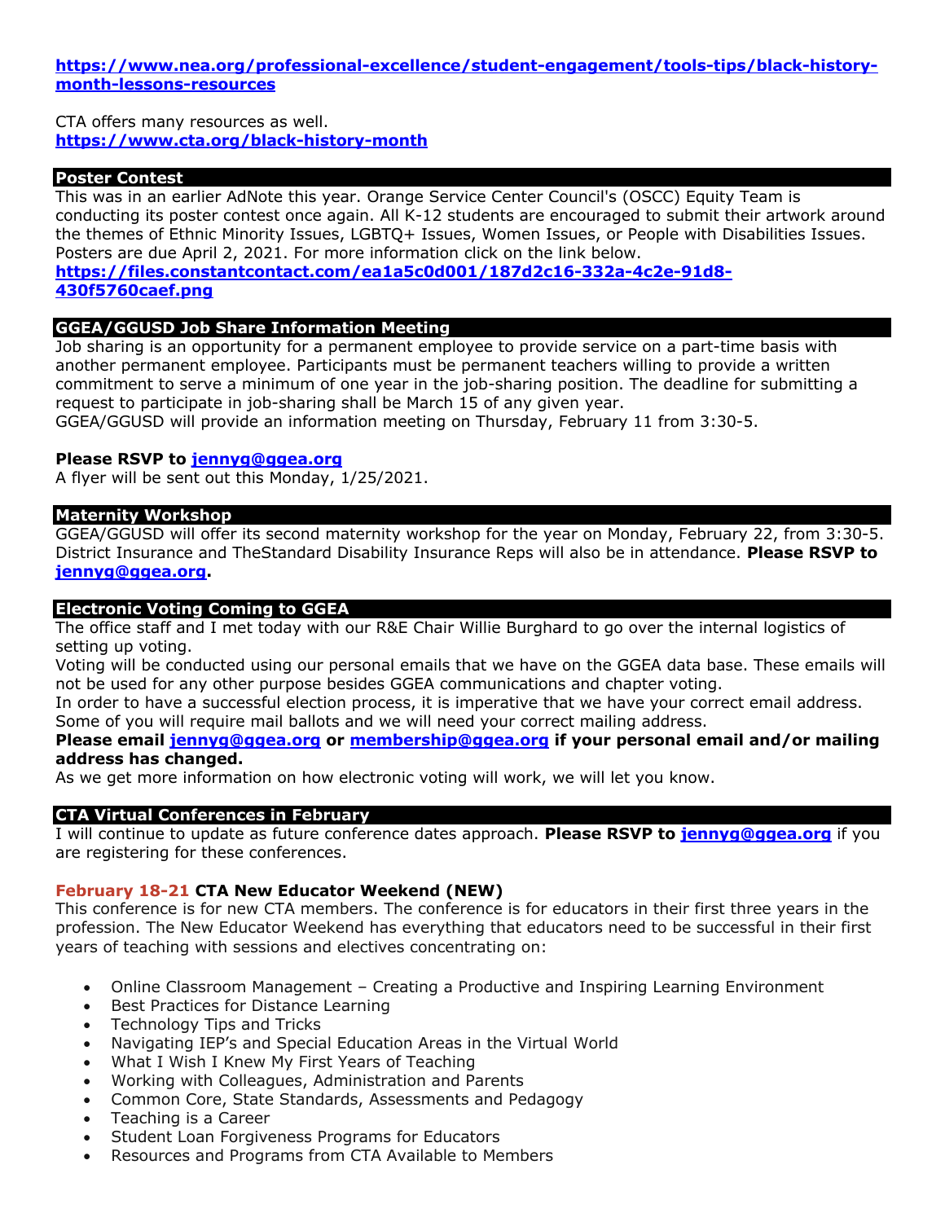**https://www.nea.org/professional-excellence/student-engagement/tools-tips/black-history-month-lessons-resources**

CTA offers many resources as well.
**https://www.cta.org/black-history-month**

## Poster Contest

This was in an earlier AdNote this year. Orange Service Center Council's (OSCC) Equity Team is conducting its poster contest once again. All K-12 students are encouraged to submit their artwork around the themes of Ethnic Minority Issues, LGBTQ+ Issues, Women Issues, or People with Disabilities Issues. Posters are due April 2, 2021. For more information click on the link below.
**https://files.constantcontact.com/ea1a5c0d001/187d2c16-332a-4c2e-91d8-430f5760caef.png**

## GGEA/GGUSD Job Share Information Meeting

Job sharing is an opportunity for a permanent employee to provide service on a part-time basis with another permanent employee. Participants must be permanent teachers willing to provide a written commitment to serve a minimum of one year in the job-sharing position. The deadline for submitting a request to participate in job-sharing shall be March 15 of any given year.
GGEA/GGUSD will provide an information meeting on Thursday, February 11 from 3:30-5.

**Please RSVP to jennyg@ggea.org**
A flyer will be sent out this Monday, 1/25/2021.

## Maternity Workshop

GGEA/GGUSD will offer its second maternity workshop for the year on Monday, February 22, from 3:30-5. District Insurance and TheStandard Disability Insurance Reps will also be in attendance. **Please RSVP to jennyg@ggea.org.**

## Electronic Voting Coming to GGEA

The office staff and I met today with our R&E Chair Willie Burghard to go over the internal logistics of setting up voting.
Voting will be conducted using our personal emails that we have on the GGEA data base. These emails will not be used for any other purpose besides GGEA communications and chapter voting.
In order to have a successful election process, it is imperative that we have your correct email address. Some of you will require mail ballots and we will need your correct mailing address.
**Please email jennyg@ggea.org or membership@ggea.org if your personal email and/or mailing address has changed.**
As we get more information on how electronic voting will work, we will let you know.

## CTA Virtual Conferences in February

I will continue to update as future conference dates approach. **Please RSVP to jennyg@ggea.org** if you are registering for these conferences.

**February 18-21 CTA New Educator Weekend (NEW)**
This conference is for new CTA members. The conference is for educators in their first three years in the profession. The New Educator Weekend has everything that educators need to be successful in their first years of teaching with sessions and electives concentrating on:

- Online Classroom Management – Creating a Productive and Inspiring Learning Environment
- Best Practices for Distance Learning
- Technology Tips and Tricks
- Navigating IEP's and Special Education Areas in the Virtual World
- What I Wish I Knew My First Years of Teaching
- Working with Colleagues, Administration and Parents
- Common Core, State Standards, Assessments and Pedagogy
- Teaching is a Career
- Student Loan Forgiveness Programs for Educators
- Resources and Programs from CTA Available to Members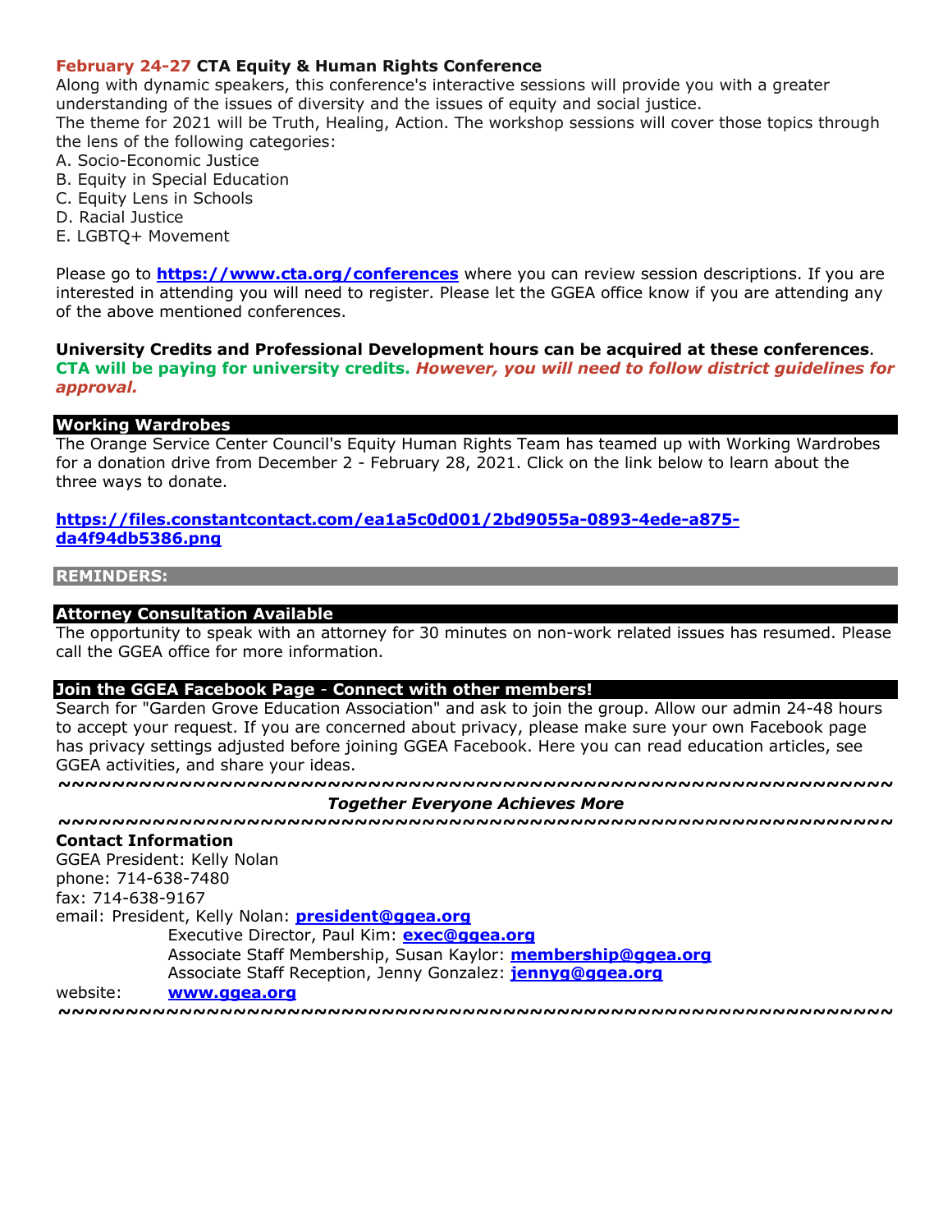**February 24-27 CTA Equity & Human Rights Conference**

Along with dynamic speakers, this conference's interactive sessions will provide you with a greater understanding of the issues of diversity and the issues of equity and social justice.

The theme for 2021 will be Truth, Healing, Action. The workshop sessions will cover those topics through the lens of the following categories:

A. Socio-Economic Justice
B. Equity in Special Education
C. Equity Lens in Schools
D. Racial Justice
E. LGBTQ+ Movement

Please go to **[https://www.cta.org/conferences](https://www.cta.org/conferences)** where you can review session descriptions. If you are interested in attending you will need to register. Please let the GGEA office know if you are attending any of the above mentioned conferences.

**University Credits and Professional Development hours can be acquired at these conferences**. **CTA will be paying for university credits.** ***However, you will need to follow district guidelines for approval.***

## Working Wardrobes

The Orange Service Center Council's Equity Human Rights Team has teamed up with Working Wardrobes for a donation drive from December 2 - February 28, 2021. Click on the link below to learn about the three ways to donate.

**[https://files.constantcontact.com/ea1a5c0d001/2bd9055a-0893-4ede-a875-da4f94db5386.png](https://files.constantcontact.com/ea1a5c0d001/2bd9055a-0893-4ede-a875-da4f94db5386.png)**

## REMINDERS:

## Attorney Consultation Available

The opportunity to speak with an attorney for 30 minutes on non-work related issues has resumed. Please call the GGEA office for more information.

## Join the GGEA Facebook Page - Connect with other members!

Search for "Garden Grove Education Association" and ask to join the group. Allow our admin 24-48 hours to accept your request. If you are concerned about privacy, please make sure your own Facebook page has privacy settings adjusted before joining GGEA Facebook. Here you can read education articles, see GGEA activities, and share your ideas.

~~~~~~~~~~~~~~~~~~~~~~~~~~~~~~~~~~~~~~~~~~~~~~~~~~~~~~~~~~~~~~~~

***Together Everyone Achieves More***

~~~~~~~~~~~~~~~~~~~~~~~~~~~~~~~~~~~~~~~~~~~~~~~~~~~~~~~~~~~~~~~~

**Contact Information**

GGEA President: Kelly Nolan
phone: 714-638-7480
fax: 714-638-9167
email: President, Kelly Nolan: **[president@ggea.org](mailto:president@ggea.org)**
Executive Director, Paul Kim: **[exec@ggea.org](mailto:exec@ggea.org)**
Associate Staff Membership, Susan Kaylor: **[membership@ggea.org](mailto:membership@ggea.org)**
Associate Staff Reception, Jenny Gonzalez: **[jennyg@ggea.org](mailto:jennyg@ggea.org)**
website: **[www.ggea.org](http://www.ggea.org)**

~~~~~~~~~~~~~~~~~~~~~~~~~~~~~~~~~~~~~~~~~~~~~~~~~~~~~~~~~~~~~~~~